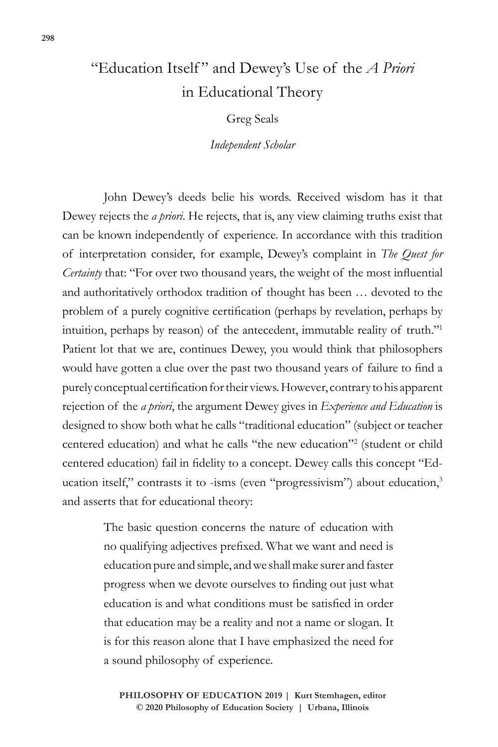# "Education Itself" and Dewey's Use of the *A Priori* in Educational Theory

Greg Seals

*Independent Scholar*

John Dewey's deeds belie his words. Received wisdom has it that Dewey rejects the *a priori*. He rejects, that is, any view claiming truths exist that can be known independently of experience. In accordance with this tradition of interpretation consider, for example, Dewey's complaint in *The Quest for Certainty* that: "For over two thousand years, the weight of the most influential and authoritatively orthodox tradition of thought has been … devoted to the problem of a purely cognitive certification (perhaps by revelation, perhaps by intuition, perhaps by reason) of the antecedent, immutable reality of truth."[1] Patient lot that we are, continues Dewey, you would think that philosophers would have gotten a clue over the past two thousand years of failure to find a purely conceptual certification for their views. However, contrary to his apparent rejection of the *a priori*, the argument Dewey gives in *Experience and Education* is designed to show both what he calls "traditional education" (subject or teacher centered education) and what he calls "the new education"[2] (student or child centered education) fail in fidelity to a concept. Dewey calls this concept "Education itself," contrasts it to -isms (even "progressivism") about education,[3] and asserts that for educational theory:

> The basic question concerns the nature of education with no qualifying adjectives prefixed. What we want and need is education pure and simple, and we shall make surer and faster progress when we devote ourselves to finding out just what education is and what conditions must be satisfied in order that education may be a reality and not a name or slogan. It is for this reason alone that I have emphasized the need for a sound philosophy of experience.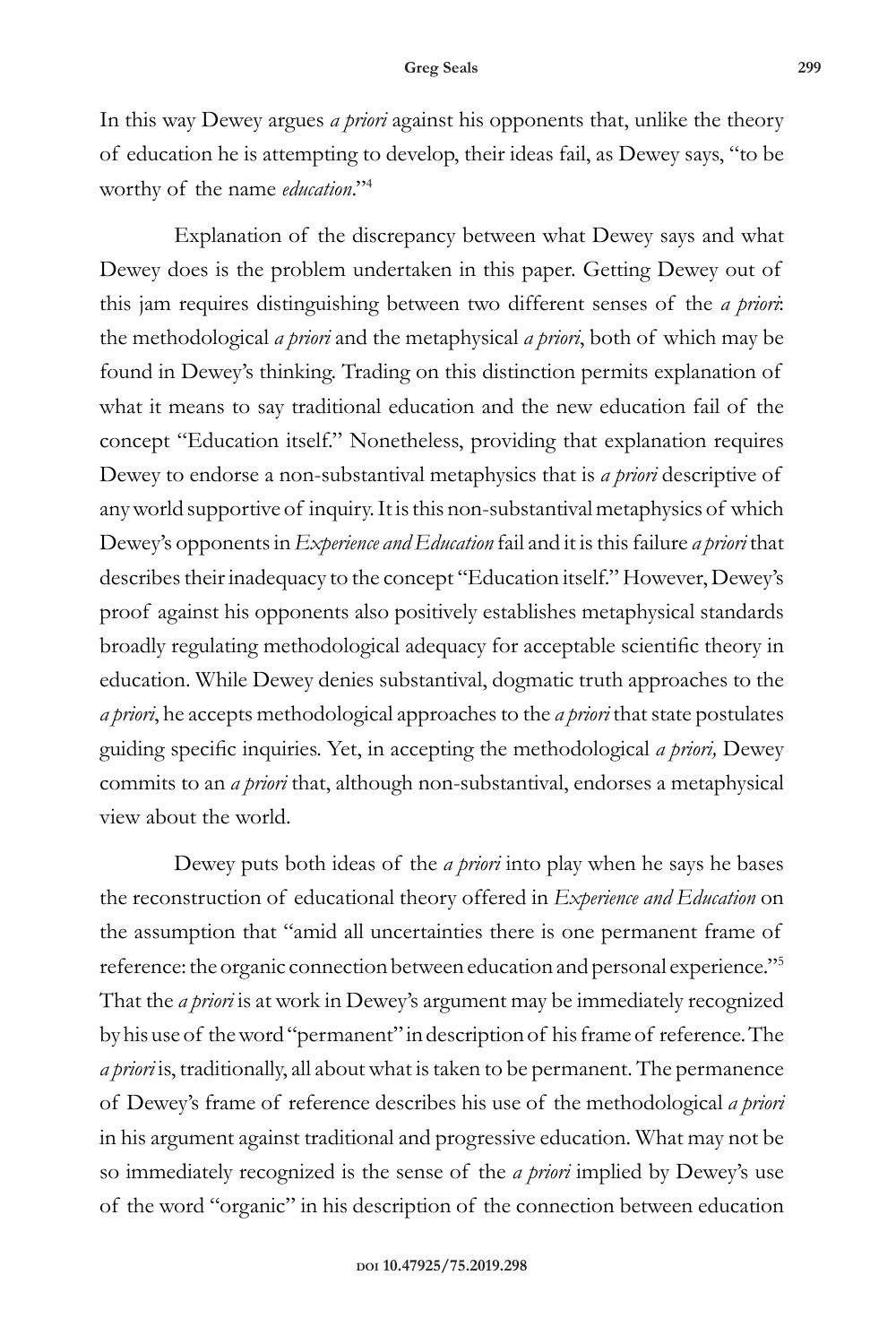In this way Dewey argues *a priori* against his opponents that, unlike the theory of education he is attempting to develop, their ideas fail, as Dewey says, "to be worthy of the name *education*."[4]

Explanation of the discrepancy between what Dewey says and what Dewey does is the problem undertaken in this paper. Getting Dewey out of this jam requires distinguishing between two different senses of the *a priori*: the methodological *a priori* and the metaphysical *a priori*, both of which may be found in Dewey's thinking. Trading on this distinction permits explanation of what it means to say traditional education and the new education fail of the concept "Education itself." Nonetheless, providing that explanation requires Dewey to endorse a non-substantival metaphysics that is *a priori* descriptive of any world supportive of inquiry. It is this non-substantival metaphysics of which Dewey's opponents in *Experience and Education* fail and it is this failure *a priori* that describes their inadequacy to the concept "Education itself." However, Dewey's proof against his opponents also positively establishes metaphysical standards broadly regulating methodological adequacy for acceptable scientific theory in education. While Dewey denies substantival, dogmatic truth approaches to the *a priori*, he accepts methodological approaches to the *a priori* that state postulates guiding specific inquiries. Yet, in accepting the methodological *a priori,* Dewey commits to an *a priori* that, although non-substantival, endorses a metaphysical view about the world.

Dewey puts both ideas of the *a priori* into play when he says he bases the reconstruction of educational theory offered in *Experience and Education* on the assumption that "amid all uncertainties there is one permanent frame of reference: the organic connection between education and personal experience."[5] That the *a priori* is at work in Dewey's argument may be immediately recognized by his use of the word "permanent" in description of his frame of reference. The *a priori* is, traditionally, all about what is taken to be permanent. The permanence of Dewey's frame of reference describes his use of the methodological *a priori* in his argument against traditional and progressive education. What may not be so immediately recognized is the sense of the *a priori* implied by Dewey's use of the word "organic" in his description of the connection between education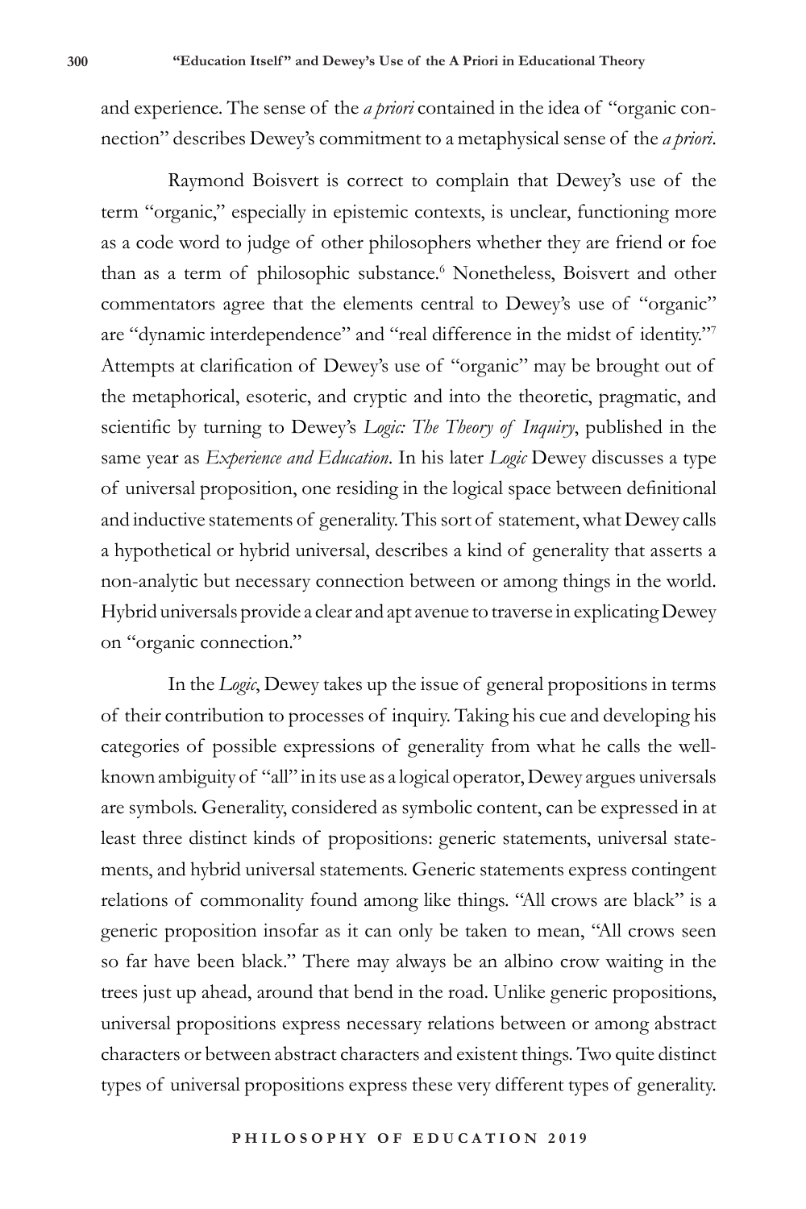and experience. The sense of the *a priori* contained in the idea of "organic connection" describes Dewey's commitment to a metaphysical sense of the *a priori*.

Raymond Boisvert is correct to complain that Dewey's use of the term "organic," especially in epistemic contexts, is unclear, functioning more as a code word to judge of other philosophers whether they are friend or foe than as a term of philosophic substance.[6] Nonetheless, Boisvert and other commentators agree that the elements central to Dewey's use of "organic" are "dynamic interdependence" and "real difference in the midst of identity."[7] Attempts at clarification of Dewey's use of "organic" may be brought out of the metaphorical, esoteric, and cryptic and into the theoretic, pragmatic, and scientific by turning to Dewey's *Logic: The Theory of Inquiry*, published in the same year as *Experience and Education*. In his later *Logic* Dewey discusses a type of universal proposition, one residing in the logical space between definitional and inductive statements of generality. This sort of statement, what Dewey calls a hypothetical or hybrid universal, describes a kind of generality that asserts a non-analytic but necessary connection between or among things in the world. Hybrid universals provide a clear and apt avenue to traverse in explicating Dewey on "organic connection."

In the *Logic*, Dewey takes up the issue of general propositions in terms of their contribution to processes of inquiry. Taking his cue and developing his categories of possible expressions of generality from what he calls the well-known ambiguity of "all" in its use as a logical operator, Dewey argues universals are symbols. Generality, considered as symbolic content, can be expressed in at least three distinct kinds of propositions: generic statements, universal statements, and hybrid universal statements. Generic statements express contingent relations of commonality found among like things. "All crows are black" is a generic proposition insofar as it can only be taken to mean, "All crows seen so far have been black." There may always be an albino crow waiting in the trees just up ahead, around that bend in the road. Unlike generic propositions, universal propositions express necessary relations between or among abstract characters or between abstract characters and existent things. Two quite distinct types of universal propositions express these very different types of generality.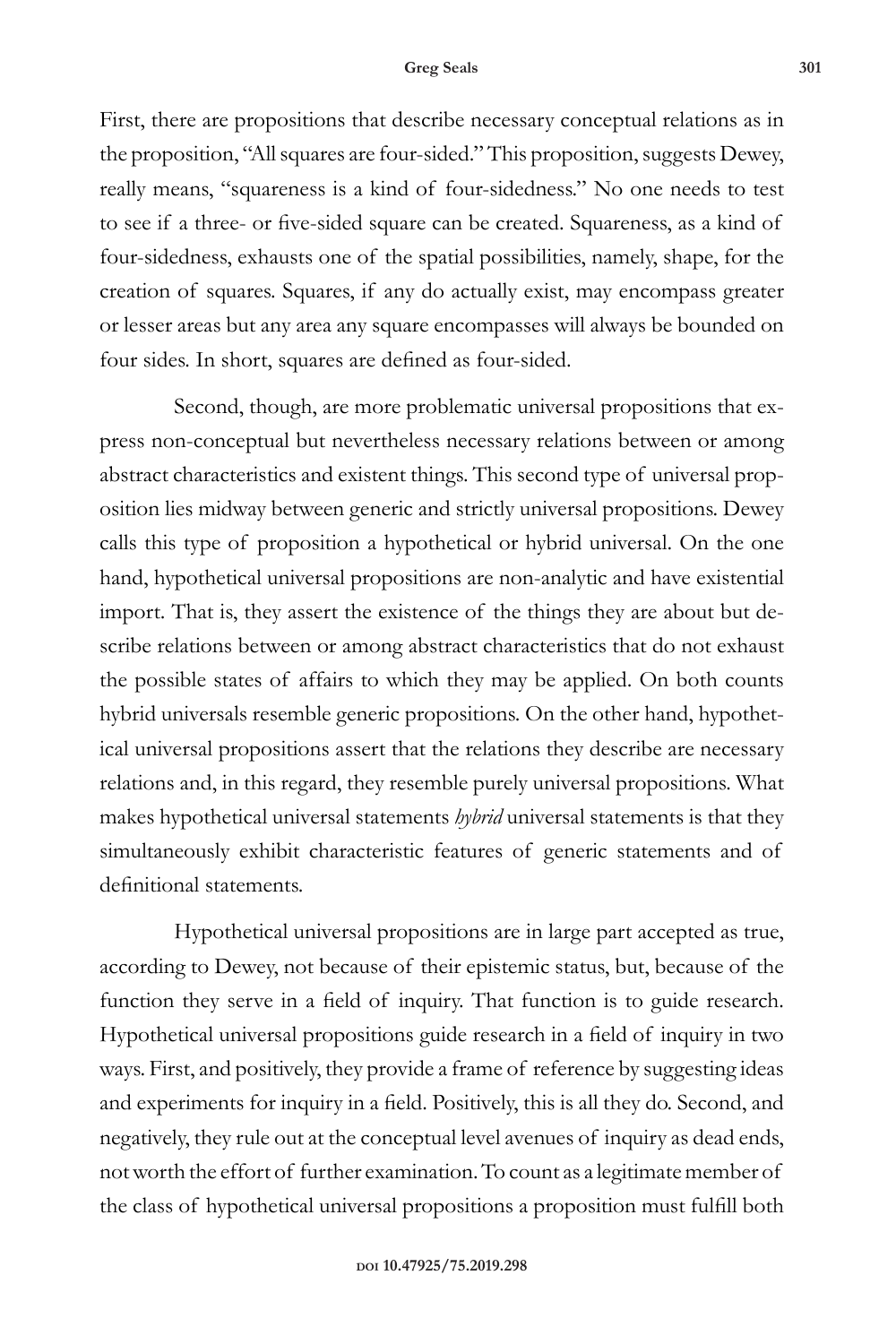First, there are propositions that describe necessary conceptual relations as in the proposition, "All squares are four-sided." This proposition, suggests Dewey, really means, "squareness is a kind of four-sidedness." No one needs to test to see if a three- or five-sided square can be created. Squareness, as a kind of four-sidedness, exhausts one of the spatial possibilities, namely, shape, for the creation of squares. Squares, if any do actually exist, may encompass greater or lesser areas but any area any square encompasses will always be bounded on four sides. In short, squares are defined as four-sided.

Second, though, are more problematic universal propositions that express non-conceptual but nevertheless necessary relations between or among abstract characteristics and existent things. This second type of universal proposition lies midway between generic and strictly universal propositions. Dewey calls this type of proposition a hypothetical or hybrid universal. On the one hand, hypothetical universal propositions are non-analytic and have existential import. That is, they assert the existence of the things they are about but describe relations between or among abstract characteristics that do not exhaust the possible states of affairs to which they may be applied. On both counts hybrid universals resemble generic propositions. On the other hand, hypothetical universal propositions assert that the relations they describe are necessary relations and, in this regard, they resemble purely universal propositions. What makes hypothetical universal statements *hybrid* universal statements is that they simultaneously exhibit characteristic features of generic statements and of definitional statements.

Hypothetical universal propositions are in large part accepted as true, according to Dewey, not because of their epistemic status, but, because of the function they serve in a field of inquiry. That function is to guide research. Hypothetical universal propositions guide research in a field of inquiry in two ways. First, and positively, they provide a frame of reference by suggesting ideas and experiments for inquiry in a field. Positively, this is all they do. Second, and negatively, they rule out at the conceptual level avenues of inquiry as dead ends, not worth the effort of further examination. To count as a legitimate member of the class of hypothetical universal propositions a proposition must fulfill both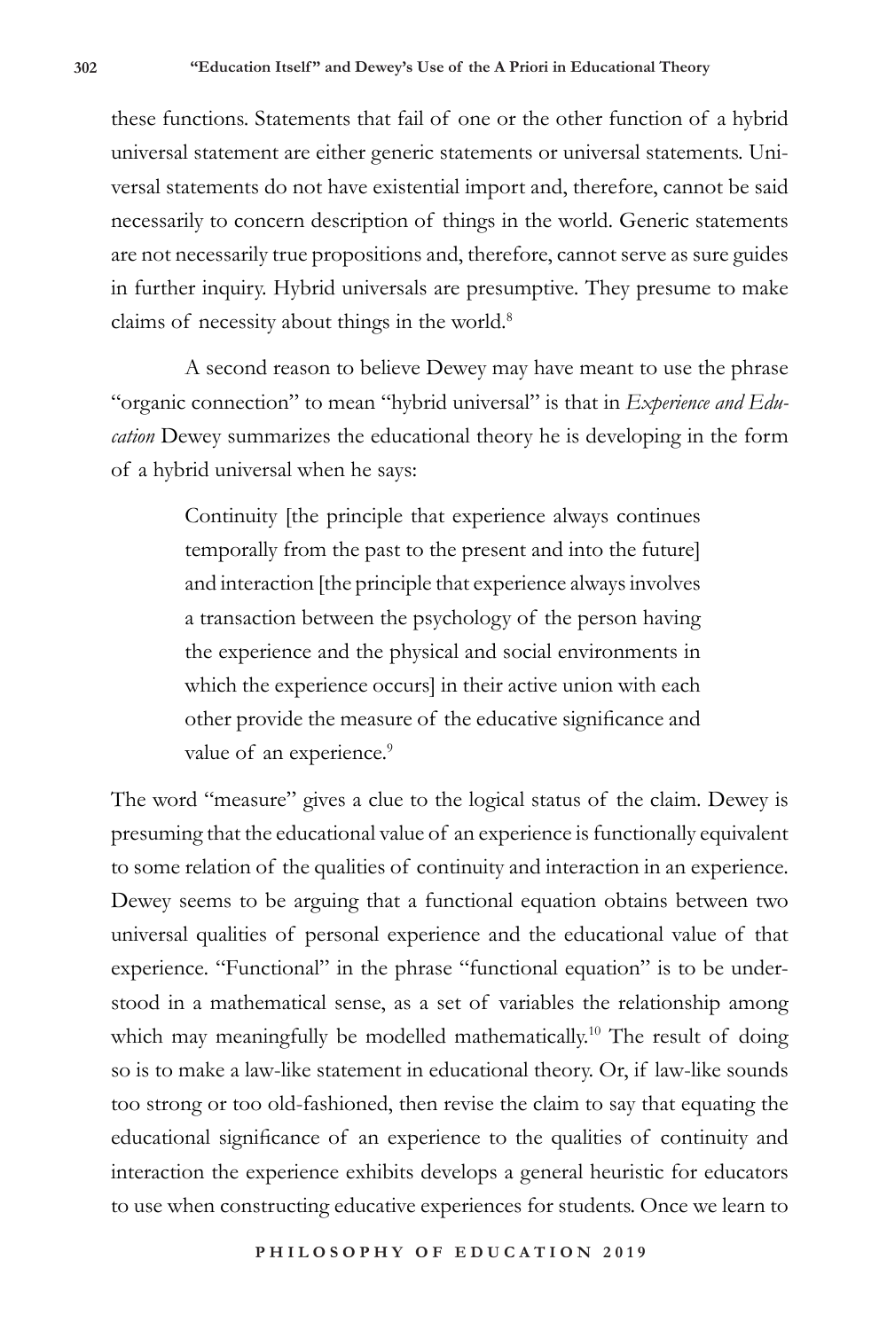these functions. Statements that fail of one or the other function of a hybrid universal statement are either generic statements or universal statements. Universal statements do not have existential import and, therefore, cannot be said necessarily to concern description of things in the world. Generic statements are not necessarily true propositions and, therefore, cannot serve as sure guides in further inquiry. Hybrid universals are presumptive. They presume to make claims of necessity about things in the world.[8]

A second reason to believe Dewey may have meant to use the phrase "organic connection" to mean "hybrid universal" is that in *Experience and Education* Dewey summarizes the educational theory he is developing in the form of a hybrid universal when he says:

> Continuity [the principle that experience always continues temporally from the past to the present and into the future] and interaction [the principle that experience always involves a transaction between the psychology of the person having the experience and the physical and social environments in which the experience occurs] in their active union with each other provide the measure of the educative significance and value of an experience.[9]

The word "measure" gives a clue to the logical status of the claim. Dewey is presuming that the educational value of an experience is functionally equivalent to some relation of the qualities of continuity and interaction in an experience. Dewey seems to be arguing that a functional equation obtains between two universal qualities of personal experience and the educational value of that experience. "Functional" in the phrase "functional equation" is to be understood in a mathematical sense, as a set of variables the relationship among which may meaningfully be modelled mathematically.[10] The result of doing so is to make a law-like statement in educational theory. Or, if law-like sounds too strong or too old-fashioned, then revise the claim to say that equating the educational significance of an experience to the qualities of continuity and interaction the experience exhibits develops a general heuristic for educators to use when constructing educative experiences for students. Once we learn to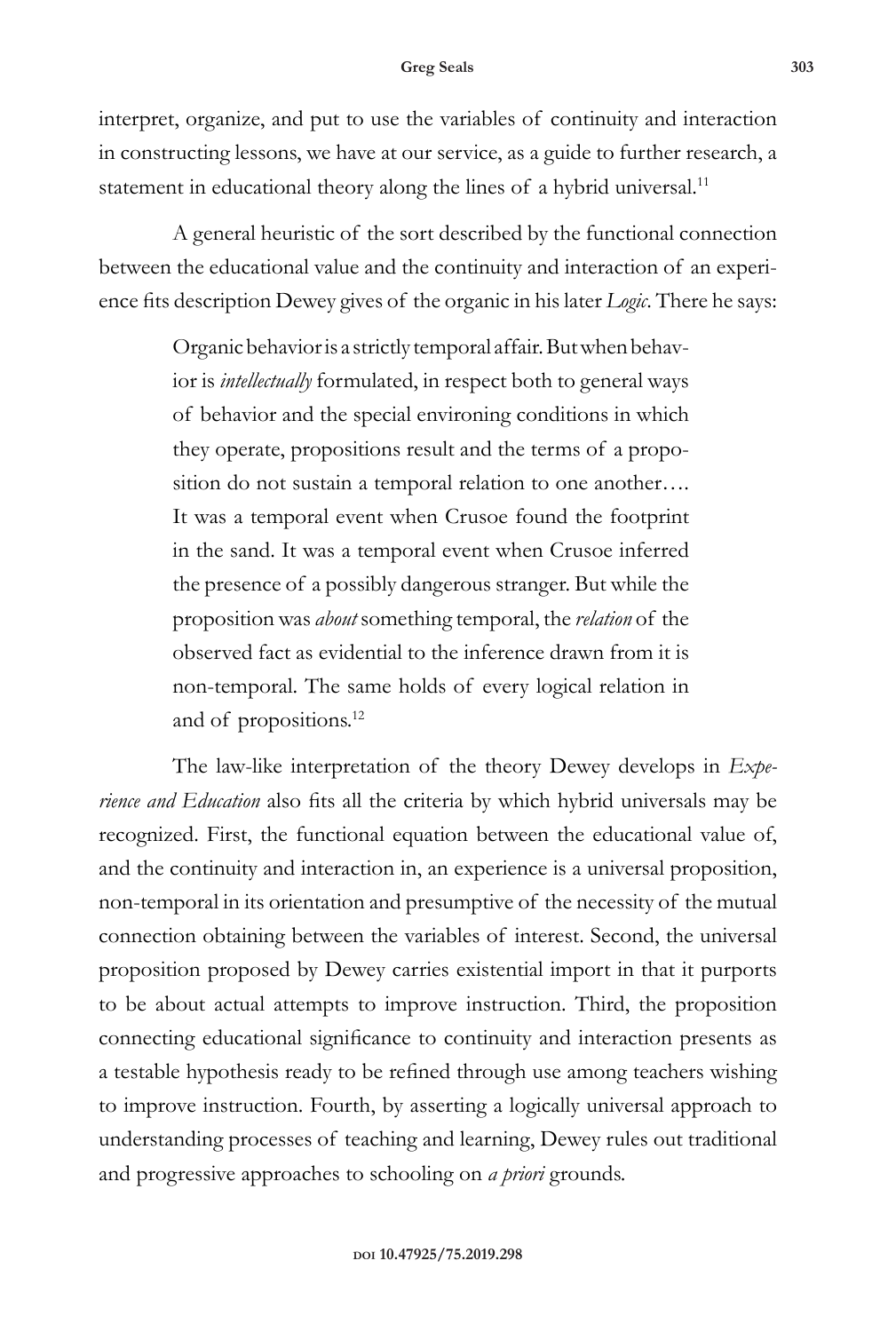interpret, organize, and put to use the variables of continuity and interaction in constructing lessons, we have at our service, as a guide to further research, a statement in educational theory along the lines of a hybrid universal.[11]

A general heuristic of the sort described by the functional connection between the educational value and the continuity and interaction of an experience fits description Dewey gives of the organic in his later *Logic*. There he says:

> Organic behavior is a strictly temporal affair. But when behavior is *intellectually* formulated, in respect both to general ways of behavior and the special environing conditions in which they operate, propositions result and the terms of a proposition do not sustain a temporal relation to one another…. It was a temporal event when Crusoe found the footprint in the sand. It was a temporal event when Crusoe inferred the presence of a possibly dangerous stranger. But while the proposition was *about* something temporal, the *relation* of the observed fact as evidential to the inference drawn from it is non-temporal. The same holds of every logical relation in and of propositions.[12]

The law-like interpretation of the theory Dewey develops in *Experience and Education* also fits all the criteria by which hybrid universals may be recognized. First, the functional equation between the educational value of, and the continuity and interaction in, an experience is a universal proposition, non-temporal in its orientation and presumptive of the necessity of the mutual connection obtaining between the variables of interest. Second, the universal proposition proposed by Dewey carries existential import in that it purports to be about actual attempts to improve instruction. Third, the proposition connecting educational significance to continuity and interaction presents as a testable hypothesis ready to be refined through use among teachers wishing to improve instruction. Fourth, by asserting a logically universal approach to understanding processes of teaching and learning, Dewey rules out traditional and progressive approaches to schooling on *a priori* grounds.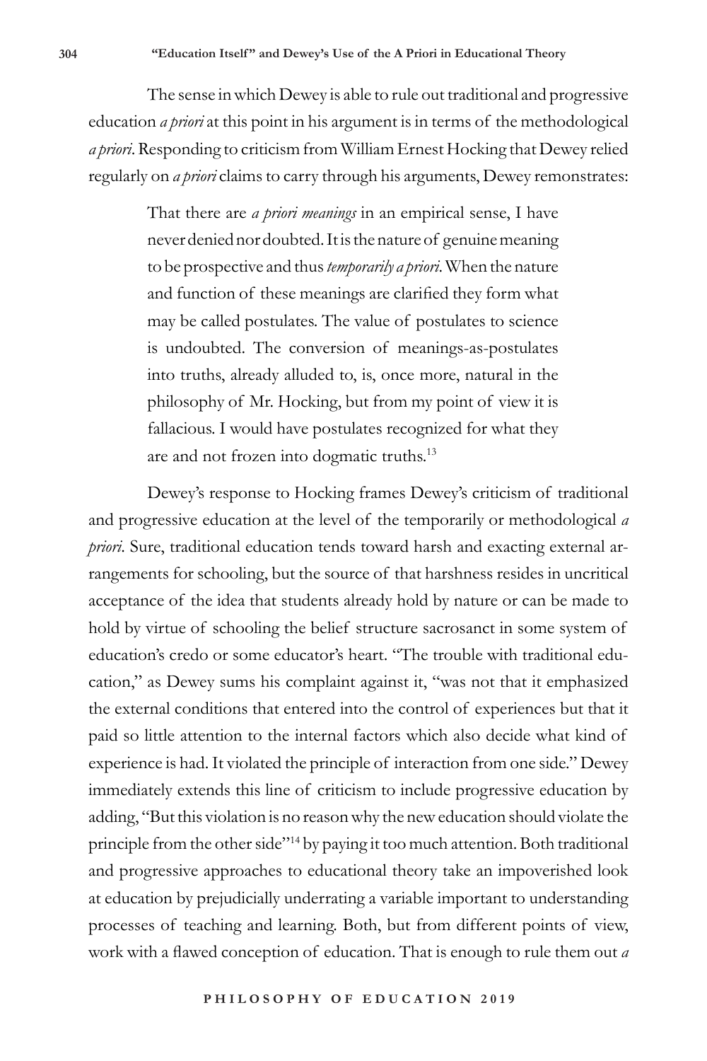The sense in which Dewey is able to rule out traditional and progressive education *a priori* at this point in his argument is in terms of the methodological *a priori*. Responding to criticism from William Ernest Hocking that Dewey relied regularly on *a priori* claims to carry through his arguments, Dewey remonstrates:

> That there are *a priori meanings* in an empirical sense, I have never denied nor doubted. It is the nature of genuine meaning to be prospective and thus *temporarily a priori*. When the nature and function of these meanings are clarified they form what may be called postulates. The value of postulates to science is undoubted. The conversion of meanings-as-postulates into truths, already alluded to, is, once more, natural in the philosophy of Mr. Hocking, but from my point of view it is fallacious. I would have postulates recognized for what they are and not frozen into dogmatic truths.[13]

Dewey's response to Hocking frames Dewey's criticism of traditional and progressive education at the level of the temporarily or methodological *a priori*. Sure, traditional education tends toward harsh and exacting external arrangements for schooling, but the source of that harshness resides in uncritical acceptance of the idea that students already hold by nature or can be made to hold by virtue of schooling the belief structure sacrosanct in some system of education's credo or some educator's heart. "The trouble with traditional education," as Dewey sums his complaint against it, "was not that it emphasized the external conditions that entered into the control of experiences but that it paid so little attention to the internal factors which also decide what kind of experience is had. It violated the principle of interaction from one side." Dewey immediately extends this line of criticism to include progressive education by adding, "But this violation is no reason why the new education should violate the principle from the other side"[14] by paying it too much attention. Both traditional and progressive approaches to educational theory take an impoverished look at education by prejudicially underrating a variable important to understanding processes of teaching and learning. Both, but from different points of view, work with a flawed conception of education. That is enough to rule them out *a*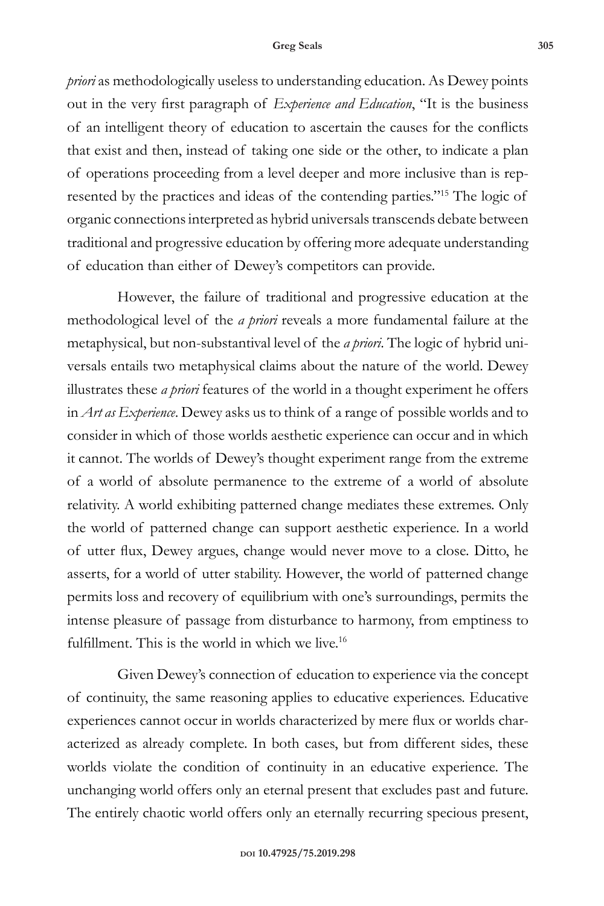*priori* as methodologically useless to understanding education. As Dewey points out in the very first paragraph of *Experience and Education*, "It is the business of an intelligent theory of education to ascertain the causes for the conflicts that exist and then, instead of taking one side or the other, to indicate a plan of operations proceeding from a level deeper and more inclusive than is represented by the practices and ideas of the contending parties."[15] The logic of organic connections interpreted as hybrid universals transcends debate between traditional and progressive education by offering more adequate understanding of education than either of Dewey's competitors can provide.

However, the failure of traditional and progressive education at the methodological level of the *a priori* reveals a more fundamental failure at the metaphysical, but non-substantival level of the *a priori*. The logic of hybrid universals entails two metaphysical claims about the nature of the world. Dewey illustrates these *a priori* features of the world in a thought experiment he offers in *Art as Experience*. Dewey asks us to think of a range of possible worlds and to consider in which of those worlds aesthetic experience can occur and in which it cannot. The worlds of Dewey's thought experiment range from the extreme of a world of absolute permanence to the extreme of a world of absolute relativity. A world exhibiting patterned change mediates these extremes. Only the world of patterned change can support aesthetic experience. In a world of utter flux, Dewey argues, change would never move to a close. Ditto, he asserts, for a world of utter stability. However, the world of patterned change permits loss and recovery of equilibrium with one's surroundings, permits the intense pleasure of passage from disturbance to harmony, from emptiness to fulfillment. This is the world in which we live.[16]

Given Dewey's connection of education to experience via the concept of continuity, the same reasoning applies to educative experiences. Educative experiences cannot occur in worlds characterized by mere flux or worlds characterized as already complete. In both cases, but from different sides, these worlds violate the condition of continuity in an educative experience. The unchanging world offers only an eternal present that excludes past and future. The entirely chaotic world offers only an eternally recurring specious present,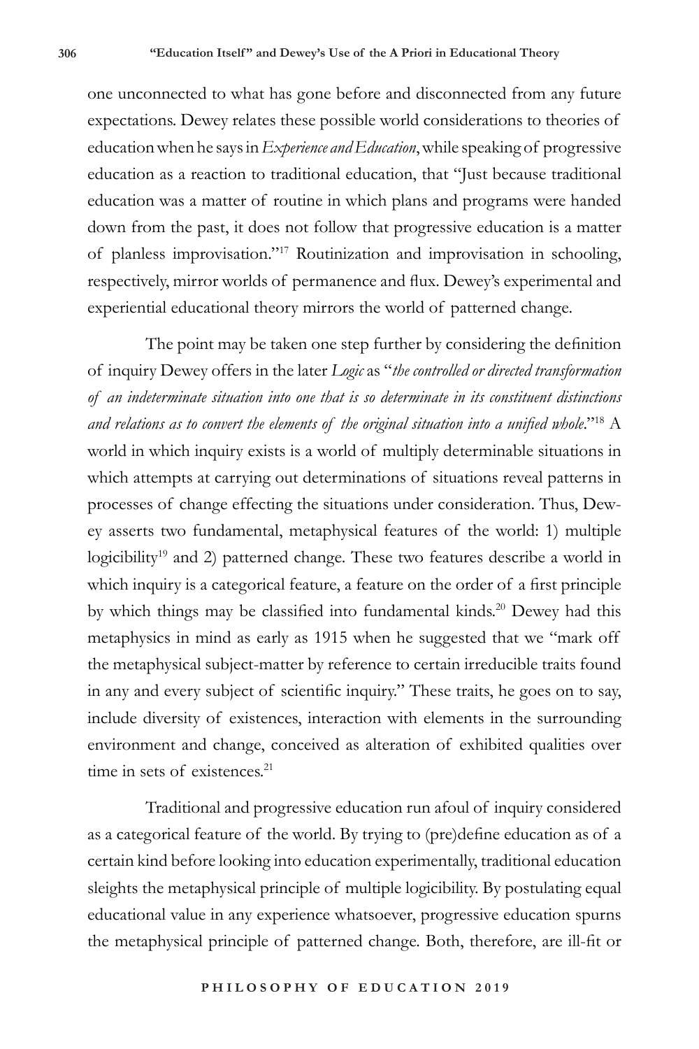one unconnected to what has gone before and disconnected from any future expectations. Dewey relates these possible world considerations to theories of education when he says in *Experience and Education*, while speaking of progressive education as a reaction to traditional education, that "Just because traditional education was a matter of routine in which plans and programs were handed down from the past, it does not follow that progressive education is a matter of planless improvisation."[17] Routinization and improvisation in schooling, respectively, mirror worlds of permanence and flux. Dewey's experimental and experiential educational theory mirrors the world of patterned change.

The point may be taken one step further by considering the definition of inquiry Dewey offers in the later *Logic* as "*the controlled or directed transformation of an indeterminate situation into one that is so determinate in its constituent distinctions and relations as to convert the elements of the original situation into a unified whole*."[18] A world in which inquiry exists is a world of multiply determinable situations in which attempts at carrying out determinations of situations reveal patterns in processes of change effecting the situations under consideration. Thus, Dewey asserts two fundamental, metaphysical features of the world: 1) multiple logicibility[19] and 2) patterned change. These two features describe a world in which inquiry is a categorical feature, a feature on the order of a first principle by which things may be classified into fundamental kinds.[20] Dewey had this metaphysics in mind as early as 1915 when he suggested that we "mark off the metaphysical subject-matter by reference to certain irreducible traits found in any and every subject of scientific inquiry." These traits, he goes on to say, include diversity of existences, interaction with elements in the surrounding environment and change, conceived as alteration of exhibited qualities over time in sets of existences.[21]

Traditional and progressive education run afoul of inquiry considered as a categorical feature of the world. By trying to (pre)define education as of a certain kind before looking into education experimentally, traditional education sleights the metaphysical principle of multiple logicibility. By postulating equal educational value in any experience whatsoever, progressive education spurns the metaphysical principle of patterned change. Both, therefore, are ill-fit or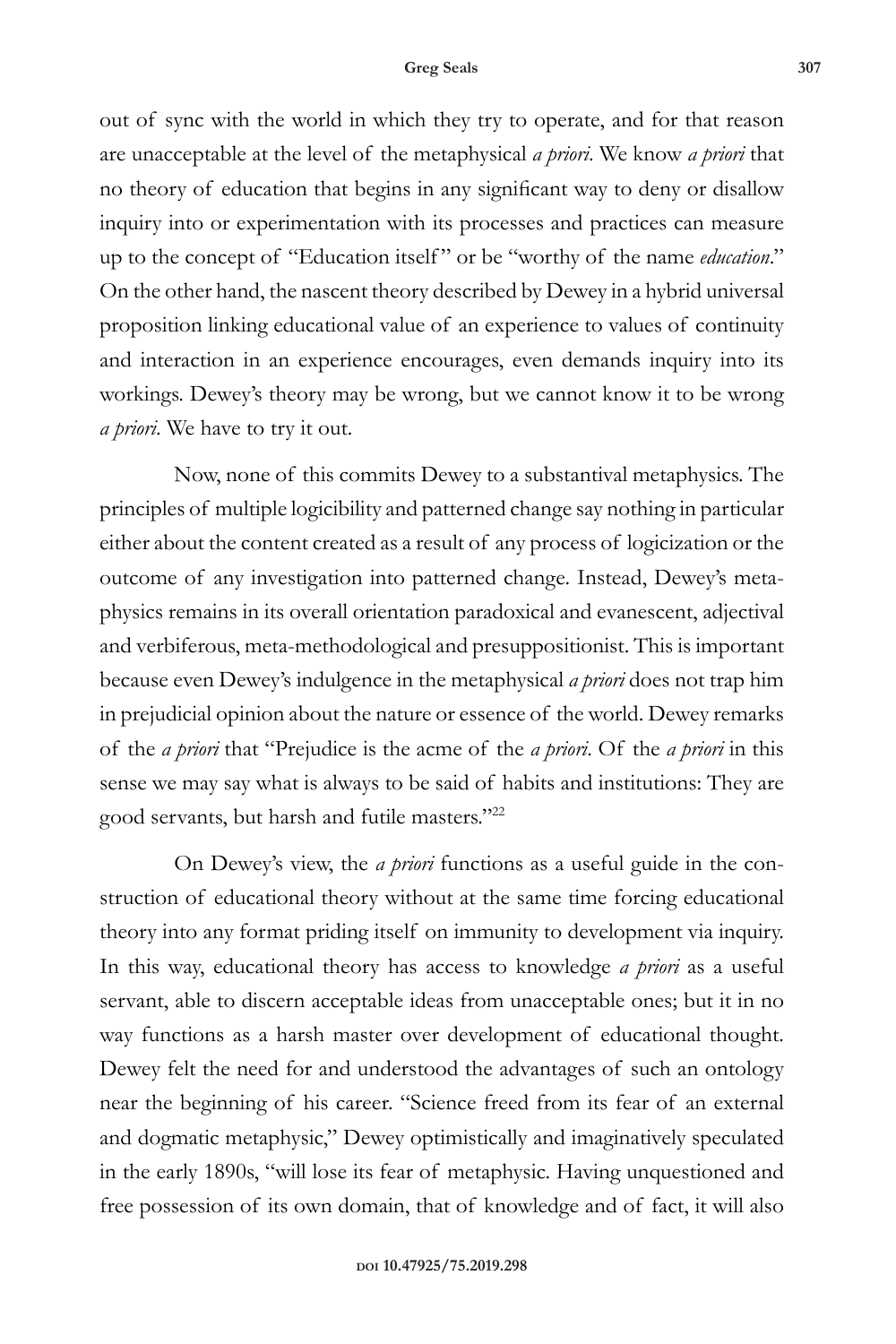out of sync with the world in which they try to operate, and for that reason are unacceptable at the level of the metaphysical *a priori*. We know *a priori* that no theory of education that begins in any significant way to deny or disallow inquiry into or experimentation with its processes and practices can measure up to the concept of "Education itself" or be "worthy of the name *education*." On the other hand, the nascent theory described by Dewey in a hybrid universal proposition linking educational value of an experience to values of continuity and interaction in an experience encourages, even demands inquiry into its workings. Dewey's theory may be wrong, but we cannot know it to be wrong *a priori*. We have to try it out.

Now, none of this commits Dewey to a substantival metaphysics. The principles of multiple logicibility and patterned change say nothing in particular either about the content created as a result of any process of logicization or the outcome of any investigation into patterned change. Instead, Dewey's metaphysics remains in its overall orientation paradoxical and evanescent, adjectival and verbiferous, meta-methodological and presuppositionist. This is important because even Dewey's indulgence in the metaphysical *a priori* does not trap him in prejudicial opinion about the nature or essence of the world. Dewey remarks of the *a priori* that "Prejudice is the acme of the *a priori*. Of the *a priori* in this sense we may say what is always to be said of habits and institutions: They are good servants, but harsh and futile masters."[22]

On Dewey's view, the *a priori* functions as a useful guide in the construction of educational theory without at the same time forcing educational theory into any format priding itself on immunity to development via inquiry. In this way, educational theory has access to knowledge *a priori* as a useful servant, able to discern acceptable ideas from unacceptable ones; but it in no way functions as a harsh master over development of educational thought. Dewey felt the need for and understood the advantages of such an ontology near the beginning of his career. "Science freed from its fear of an external and dogmatic metaphysic," Dewey optimistically and imaginatively speculated in the early 1890s, "will lose its fear of metaphysic. Having unquestioned and free possession of its own domain, that of knowledge and of fact, it will also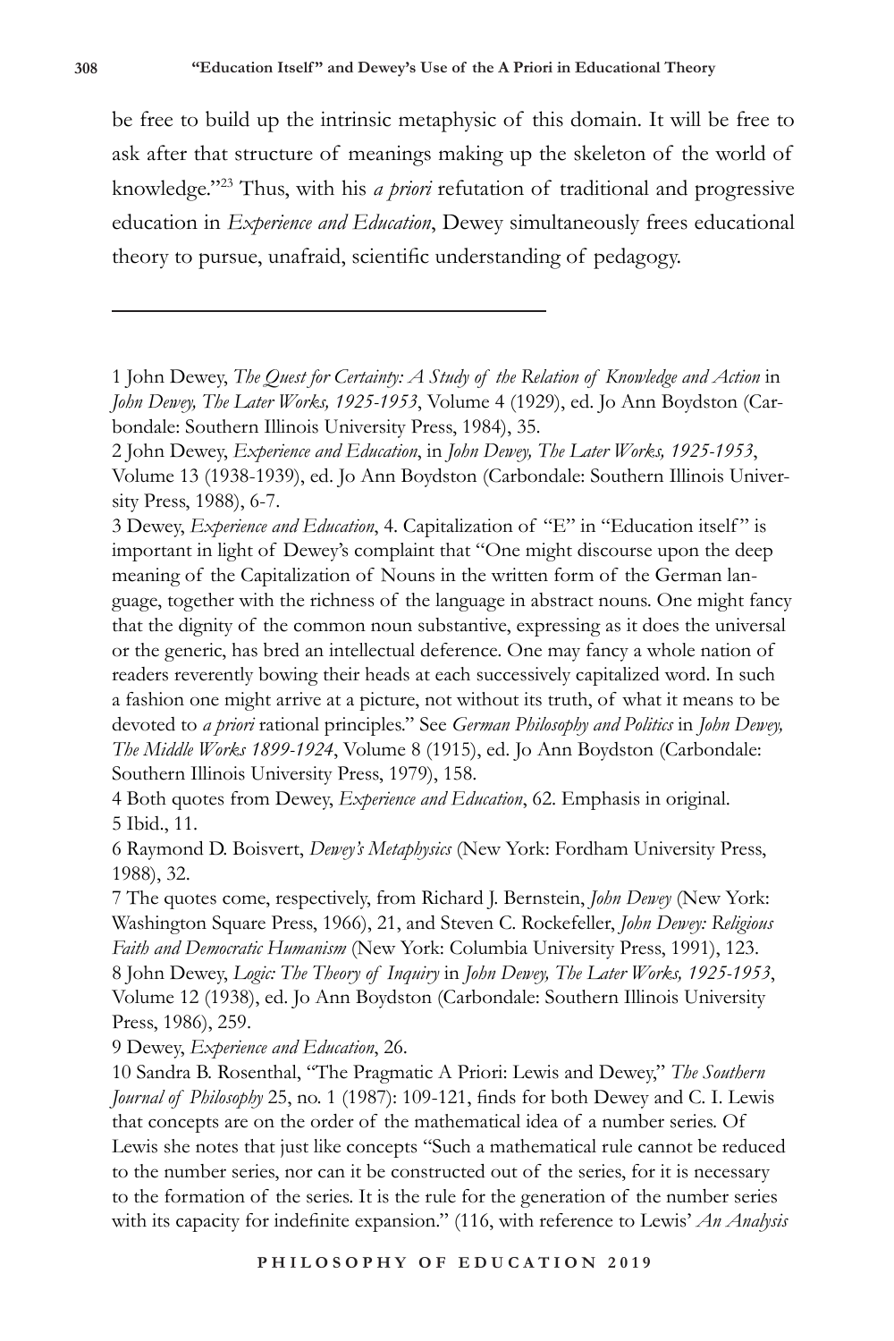be free to build up the intrinsic metaphysic of this domain. It will be free to ask after that structure of meanings making up the skeleton of the world of knowledge."[23] Thus, with his *a priori* refutation of traditional and progressive education in *Experience and Education*, Dewey simultaneously frees educational theory to pursue, unafraid, scientific understanding of pedagogy.

---

1 John Dewey, *The Quest for Certainty: A Study of the Relation of Knowledge and Action* in *John Dewey, The Later Works, 1925-1953*, Volume 4 (1929), ed. Jo Ann Boydston (Carbondale: Southern Illinois University Press, 1984), 35.

2 John Dewey, *Experience and Education*, in *John Dewey, The Later Works, 1925-1953*, Volume 13 (1938-1939), ed. Jo Ann Boydston (Carbondale: Southern Illinois University Press, 1988), 6-7.

3 Dewey, *Experience and Education*, 4. Capitalization of "E" in "Education itself" is important in light of Dewey's complaint that "One might discourse upon the deep meaning of the Capitalization of Nouns in the written form of the German language, together with the richness of the language in abstract nouns. One might fancy that the dignity of the common noun substantive, expressing as it does the universal or the generic, has bred an intellectual deference. One may fancy a whole nation of readers reverently bowing their heads at each successively capitalized word. In such a fashion one might arrive at a picture, not without its truth, of what it means to be devoted to *a priori* rational principles." See *German Philosophy and Politics* in *John Dewey, The Middle Works 1899-1924*, Volume 8 (1915), ed. Jo Ann Boydston (Carbondale: Southern Illinois University Press, 1979), 158.

4 Both quotes from Dewey, *Experience and Education*, 62. Emphasis in original.

5 Ibid., 11.

6 Raymond D. Boisvert, *Dewey's Metaphysics* (New York: Fordham University Press, 1988), 32.

7 The quotes come, respectively, from Richard J. Bernstein, *John Dewey* (New York: Washington Square Press, 1966), 21, and Steven C. Rockefeller, *John Dewey: Religious Faith and Democratic Humanism* (New York: Columbia University Press, 1991), 123.

8 John Dewey, *Logic: The Theory of Inquiry* in *John Dewey, The Later Works, 1925-1953*, Volume 12 (1938), ed. Jo Ann Boydston (Carbondale: Southern Illinois University Press, 1986), 259.

9 Dewey, *Experience and Education*, 26.

10 Sandra B. Rosenthal, "The Pragmatic A Priori: Lewis and Dewey," *The Southern Journal of Philosophy* 25, no. 1 (1987): 109-121, finds for both Dewey and C. I. Lewis that concepts are on the order of the mathematical idea of a number series. Of Lewis she notes that just like concepts "Such a mathematical rule cannot be reduced to the number series, nor can it be constructed out of the series, for it is necessary to the formation of the series. It is the rule for the generation of the number series with its capacity for indefinite expansion." (116, with reference to Lewis' *An Analysis*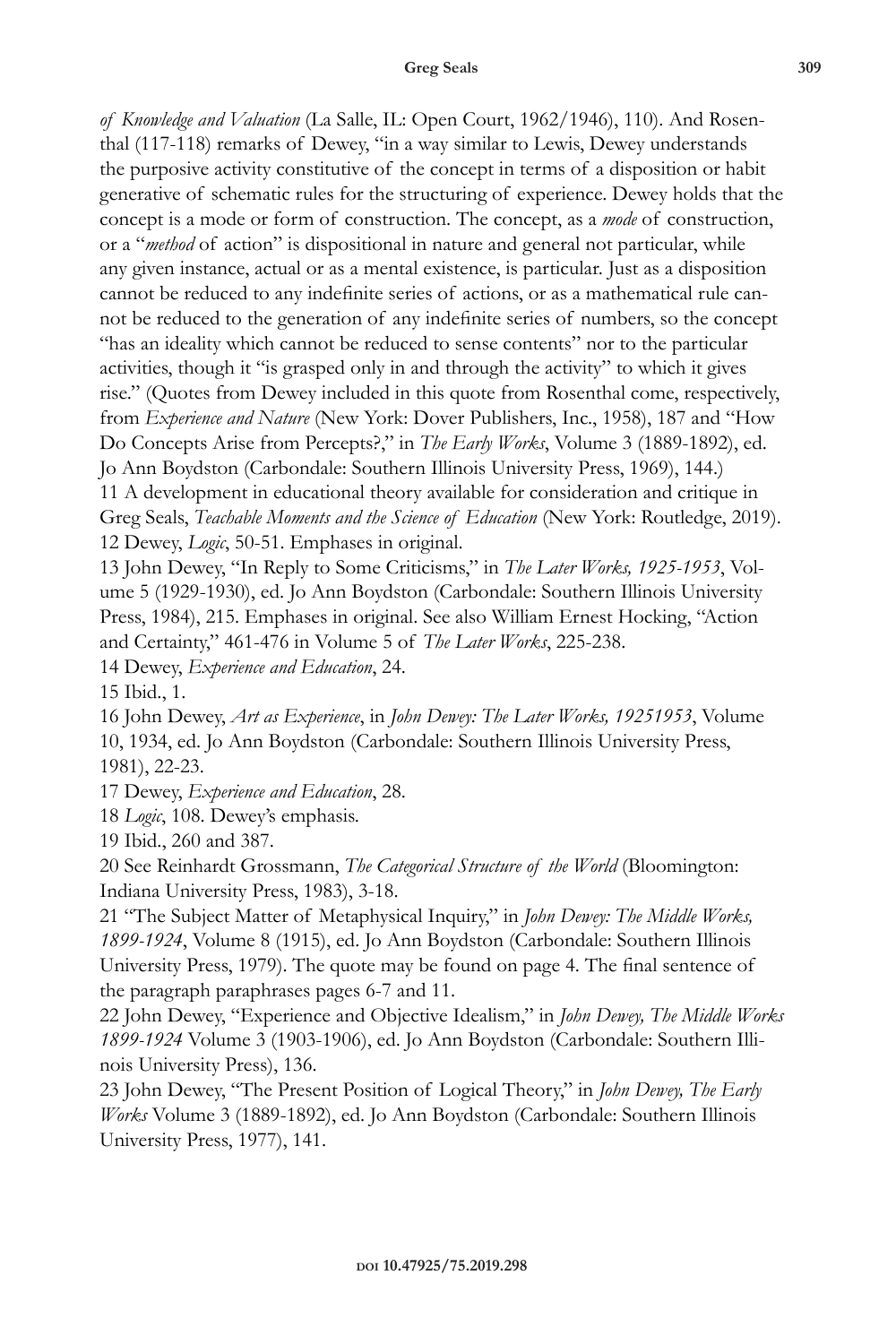*of Knowledge and Valuation* (La Salle, IL: Open Court, 1962/1946), 110). And Rosenthal (117-118) remarks of Dewey, "in a way similar to Lewis, Dewey understands the purposive activity constitutive of the concept in terms of a disposition or habit generative of schematic rules for the structuring of experience. Dewey holds that the concept is a mode or form of construction. The concept, as a *mode* of construction, or a "*method* of action" is dispositional in nature and general not particular, while any given instance, actual or as a mental existence, is particular. Just as a disposition cannot be reduced to any indefinite series of actions, or as a mathematical rule cannot be reduced to the generation of any indefinite series of numbers, so the concept "has an ideality which cannot be reduced to sense contents" nor to the particular activities, though it "is grasped only in and through the activity" to which it gives rise." (Quotes from Dewey included in this quote from Rosenthal come, respectively, from *Experience and Nature* (New York: Dover Publishers, Inc., 1958), 187 and "How Do Concepts Arise from Percepts?," in *The Early Works*, Volume 3 (1889-1892), ed. Jo Ann Boydston (Carbondale: Southern Illinois University Press, 1969), 144.)

11 A development in educational theory available for consideration and critique in Greg Seals, *Teachable Moments and the Science of Education* (New York: Routledge, 2019).

12 Dewey, *Logic*, 50-51. Emphases in original.

13 John Dewey, "In Reply to Some Criticisms," in *The Later Works, 1925-1953*, Volume 5 (1929-1930), ed. Jo Ann Boydston (Carbondale: Southern Illinois University Press, 1984), 215. Emphases in original. See also William Ernest Hocking, "Action and Certainty," 461-476 in Volume 5 of *The Later Works*, 225-238.

14 Dewey, *Experience and Education*, 24.

15 Ibid., 1.

16 John Dewey, *Art as Experience*, in *John Dewey: The Later Works, 19251953*, Volume 10, 1934, ed. Jo Ann Boydston (Carbondale: Southern Illinois University Press, 1981), 22-23.

17 Dewey, *Experience and Education*, 28.

18 *Logic*, 108. Dewey's emphasis.

19 Ibid., 260 and 387.

20 See Reinhardt Grossmann, *The Categorical Structure of the World* (Bloomington: Indiana University Press, 1983), 3-18.

21 "The Subject Matter of Metaphysical Inquiry," in *John Dewey: The Middle Works, 1899-1924*, Volume 8 (1915), ed. Jo Ann Boydston (Carbondale: Southern Illinois University Press, 1979). The quote may be found on page 4. The final sentence of the paragraph paraphrases pages 6-7 and 11.

22 John Dewey, "Experience and Objective Idealism," in *John Dewey, The Middle Works 1899-1924* Volume 3 (1903-1906), ed. Jo Ann Boydston (Carbondale: Southern Illinois University Press), 136.

23 John Dewey, "The Present Position of Logical Theory," in *John Dewey, The Early Works* Volume 3 (1889-1892), ed. Jo Ann Boydston (Carbondale: Southern Illinois University Press, 1977), 141.